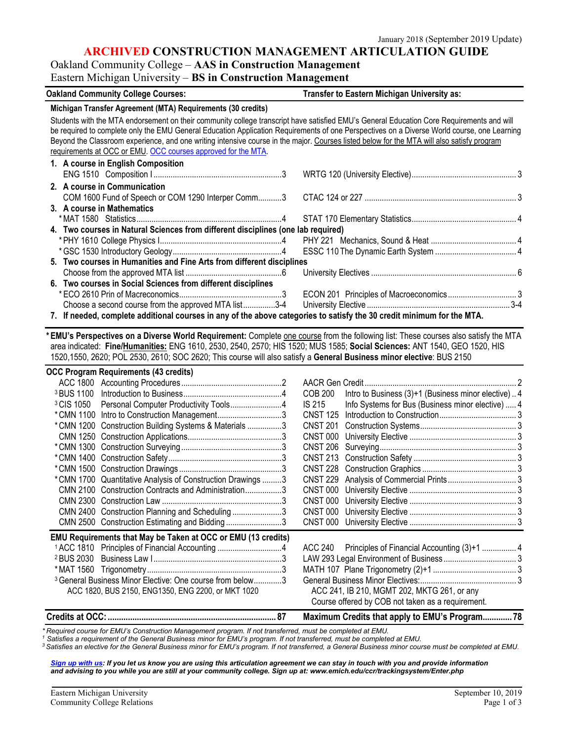January 2018 (September 2019 Update)

# ARCHIVED CONSTRUCTION MANAGEMENT ARTICULATION GUIDE

## Oakland Community College – **AAS in Construction Management**
## Eastern Michigan University – **BS in Construction Management**

| Oakland Community College Courses: | Transfer to Eastern Michigan University as: |
|---|---|
| **Michigan Transfer Agreement (MTA) Requirements (30 credits)** | |

Students with the MTA endorsement on their community college transcript have satisfied EMU's General Education Core Requirements and will be required to complete only the EMU General Education Application Requirements of one Perspectives on a Diverse World course, one Learning Beyond the Classroom experience, and one writing intensive course in the major. Courses listed below for the MTA will also satisfy program requirements at OCC or EMU. OCC courses approved for the MTA.

| Oakland Community College Courses | Credits | Transfer to Eastern Michigan University as | Credits |
|---|---|---|---|
| **1. A course in English Composition** | | | |
| ENG 1510 Composition I | 3 | WRTG 120 (University Elective) | 3 |
| **2. A course in Communication** | | | |
| COM 1600 Fund of Speech or COM 1290 Interper Comm | 3 | CTAC 124 or 227 | 3 |
| **3. A course in Mathematics** | | | |
| *MAT 1580 Statistics | 4 | STAT 170 Elementary Statistics | 4 |
| **4. Two courses in Natural Sciences from different disciplines (one lab required)** | | | |
| *PHY 1610 College Physics I | 4 | PHY 221 Mechanics, Sound & Heat | 4 |
| *GSC 1530 Introductory Geology | 4 | ESSC 110 The Dynamic Earth System | 4 |
| **5. Two courses in Humanities and Fine Arts from different disciplines** | | | |
| Choose from the approved MTA list | 6 | University Electives | 6 |
| **6. Two courses in Social Sciences from different disciplines** | | | |
| *ECO 2610 Prin of Macroeconomics | 3 | ECON 201 Principles of Macroeconomics | 3 |
| Choose a second course from the approved MTA list | 3-4 | University Elective | 3-4 |
| **7. If needed, complete additional courses in any of the above categories to satisfy the 30 credit minimum for the MTA.** | | | |

***EMU's Perspectives on a Diverse World Requirement:** Complete one course from the following list: These courses also satisfy the MTA area indicated: **Fine/Humanities:** ENG 1610, 2530, 2540, 2570; HIS 1520; MUS 1585; **Social Sciences:** ANT 1540, GEO 1520, HIS 1520,1550, 2620; POL 2530, 2610; SOC 2620; This course will also satisfy a **General Business minor elective**: BUS 2150

| OCC Program Requirements (43 credits) | | Credits | EMU | | Credits |
|---|---|---|---|---|---|
| ACC 1800 | Accounting Procedures | 2 | AACR Gen Credit | | 2 |
| [3]BUS 1100 | Introduction to Business | 4 | COB 200 | Intro to Business (3)+1 (Business minor elective) | 4 |
| [3]CIS 1050 | Personal Computer Productivity Tools | 4 | IS 215 | Info Systems for Bus (Business minor elective) | 4 |
| *CMN 1100 | Intro to Construction Management | 3 | CNST 125 | Introduction to Construction | 3 |
| *CMN 1200 | Construction Building Systems & Materials | 3 | CNST 201 | Construction Systems | 3 |
| CMN 1250 | Construction Applications | 3 | CNST 000 | University Elective | 3 |
| *CMN 1300 | Construction Surveying | 3 | CNST 206 | Surveying | 3 |
| *CMN 1400 | Construction Safety | 3 | CNST 213 | Construction Safety | 3 |
| *CMN 1500 | Construction Drawings | 3 | CNST 228 | Construction Graphics | 3 |
| *CMN 1700 | Quantitative Analysis of Construction Drawings | 3 | CNST 229 | Analysis of Commercial Prints | 3 |
| CMN 2100 | Construction Contracts and Administration | 3 | CNST 000 | University Elective | 3 |
| CMN 2300 | Construction Law | 3 | CNST 000 | University Elective | 3 |
| CMN 2400 | Construction Planning and Scheduling | 3 | CNST 000 | University Elective | 3 |
| CMN 2500 | Construction Estimating and Bidding | 3 | CNST 000 | University Elective | 3 |
| **EMU Requirements that May be Taken at OCC or EMU (13 credits)** | | | | | |
| [1]ACC 1810 | Principles of Financial Accounting | 4 | ACC 240 | Principles of Financial Accounting (3)+1 | 4 |
| [2]BUS 2030 | Business Law I | 3 | LAW 293 | Legal Environment of Business | 3 |
| *MAT 1560 | Trigonometry | 3 | MATH 107 | Plane Trigonometry (2)+1 | 3 |
| [3]General Business Minor Elective: One course from below | ACC 1820, BUS 2150, ENG1350, ENG 2200, or MKT 1020 | 3 | General Business Minor Electives: | ACC 241, IB 210, MGMT 202, MKTG 261, or any Course offered by COB not taken as a requirement. | 3 |
| **Credits at OCC:** | | **87** | **Maximum Credits that apply to EMU's Program** | | **78** |

*\* Required course for EMU's Construction Management program. If not transferred, must be completed at EMU.*
*[1] Satisfies a requirement of the General Business minor for EMU's program. If not transferred, must be completed at EMU.*
*[3] Satisfies an elective for the General Business minor for EMU's program. If not transferred, a General Business minor course must be completed at EMU.*

***Sign up with us**: If you let us know you are using this articulation agreement we can stay in touch with you and provide information and advising to you while you are still at your community college. Sign up at: www.emich.edu/ccr/trackingsystem/Enter.php*

Eastern Michigan University
Community College Relations

September 10, 2019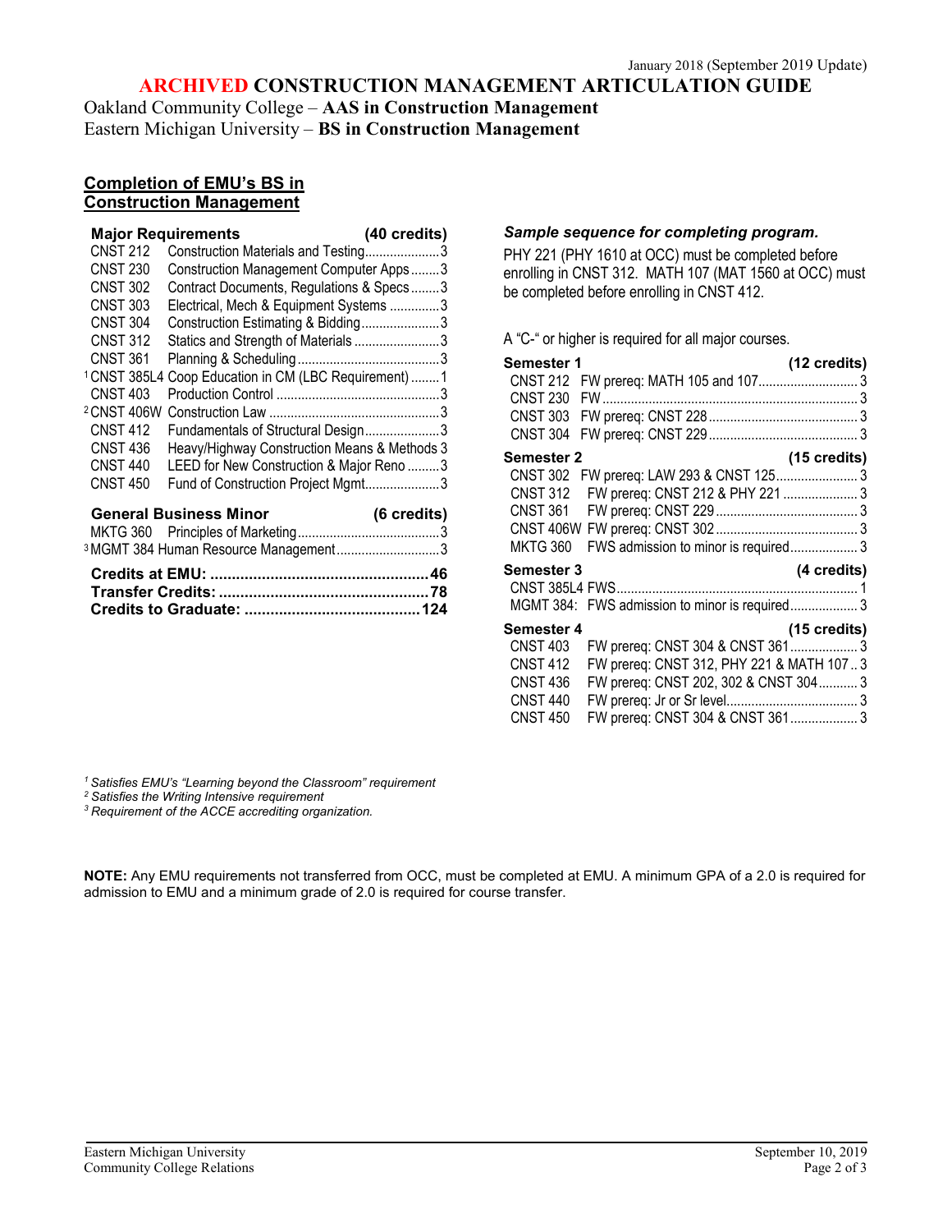January 2018 (September 2019 Update)

# ARCHIVED CONSTRUCTION MANAGEMENT ARTICULATION GUIDE

Oakland Community College – **AAS in Construction Management**
Eastern Michigan University – **BS in Construction Management**

## Completion of EMU's BS in Construction Management

| **Major Requirements** | | **(40 credits)** |
|---|---|---|
| CNST 212 | Construction Materials and Testing | 3 |
| CNST 230 | Construction Management Computer Apps | 3 |
| CNST 302 | Contract Documents, Regulations & Specs | 3 |
| CNST 303 | Electrical, Mech & Equipment Systems | 3 |
| CNST 304 | Construction Estimating & Bidding | 3 |
| CNST 312 | Statics and Strength of Materials | 3 |
| CNST 361 | Planning & Scheduling | 3 |
| [1] CNST 385L4 | Coop Education in CM (LBC Requirement) | 1 |
| CNST 403 | Production Control | 3 |
| [2] CNST 406W | Construction Law | 3 |
| CNST 412 | Fundamentals of Structural Design | 3 |
| CNST 436 | Heavy/Highway Construction Means & Methods | 3 |
| CNST 440 | LEED for New Construction & Major Reno | 3 |
| CNST 450 | Fund of Construction Project Mgmt | 3 |

| **General Business Minor** | | **(6 credits)** |
|---|---|---|
| MKTG 360 | Principles of Marketing | 3 |
| [3] MGMT 384 | Human Resource Management | 3 |

**Credits at EMU: 46**
**Transfer Credits: 78**
**Credits to Graduate: 124**

### *Sample sequence for completing program.*

PHY 221 (PHY 1610 at OCC) must be completed before enrolling in CNST 312. MATH 107 (MAT 1560 at OCC) must be completed before enrolling in CNST 412.

A "C-" or higher is required for all major courses.

| **Semester 1** | | **(12 credits)** |
|---|---|---|
| CNST 212 | FW prereq: MATH 105 and 107 | 3 |
| CNST 230 | FW | 3 |
| CNST 303 | FW prereq: CNST 228 | 3 |
| CNST 304 | FW prereq: CNST 229 | 3 |

| **Semester 2** | | **(15 credits)** |
|---|---|---|
| CNST 302 | FW prereq: LAW 293 & CNST 125 | 3 |
| CNST 312 | FW prereq: CNST 212 & PHY 221 | 3 |
| CNST 361 | FW prereq: CNST 229 | 3 |
| CNST 406W | FW prereq: CNST 302 | 3 |
| MKTG 360 | FWS admission to minor is required | 3 |

| **Semester 3** | | **(4 credits)** |
|---|---|---|
| CNST 385L4 | FWS | 1 |
| MGMT 384: | FWS admission to minor is required | 3 |

| **Semester 4** | | **(15 credits)** |
|---|---|---|
| CNST 403 | FW prereq: CNST 304 & CNST 361 | 3 |
| CNST 412 | FW prereq: CNST 312, PHY 221 & MATH 107 | 3 |
| CNST 436 | FW prereq: CNST 202, 302 & CNST 304 | 3 |
| CNST 440 | FW prereq: Jr or Sr level | 3 |
| CNST 450 | FW prereq: CNST 304 & CNST 361 | 3 |

*[1] Satisfies EMU's "Learning beyond the Classroom" requirement*
*[2] Satisfies the Writing Intensive requirement*
*[3] Requirement of the ACCE accrediting organization.*

**NOTE:** Any EMU requirements not transferred from OCC, must be completed at EMU. A minimum GPA of a 2.0 is required for admission to EMU and a minimum grade of 2.0 is required for course transfer.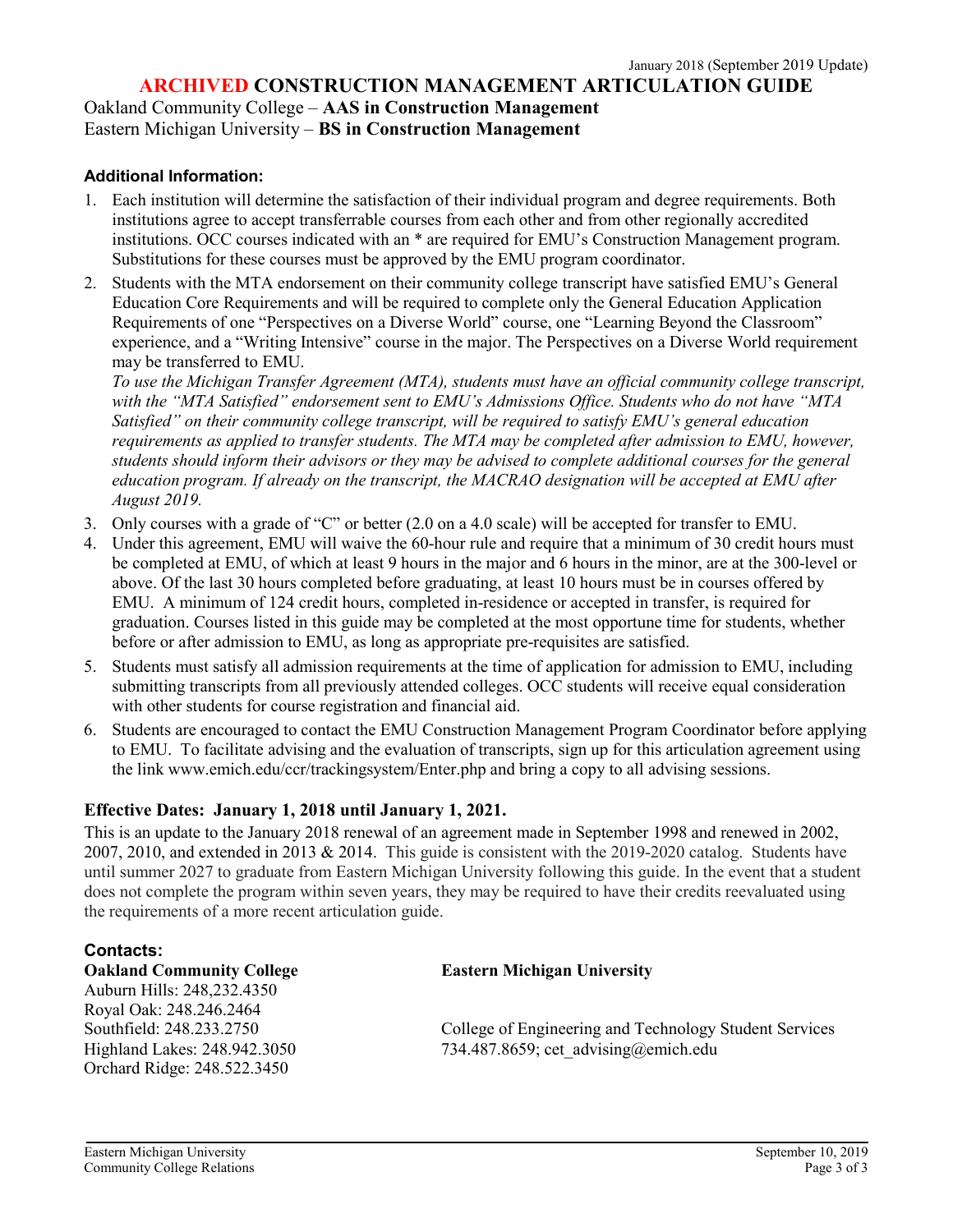January 2018 (September 2019 Update)

# ARCHIVED CONSTRUCTION MANAGEMENT ARTICULATION GUIDE

Oakland Community College – **AAS in Construction Management**
Eastern Michigan University – **BS in Construction Management**

### Additional Information:

1. Each institution will determine the satisfaction of their individual program and degree requirements. Both institutions agree to accept transferrable courses from each other and from other regionally accredited institutions. OCC courses indicated with an * are required for EMU's Construction Management program. Substitutions for these courses must be approved by the EMU program coordinator.
2. Students with the MTA endorsement on their community college transcript have satisfied EMU's General Education Core Requirements and will be required to complete only the General Education Application Requirements of one "Perspectives on a Diverse World" course, one "Learning Beyond the Classroom" experience, and a "Writing Intensive" course in the major. The Perspectives on a Diverse World requirement may be transferred to EMU.
   *To use the Michigan Transfer Agreement (MTA), students must have an official community college transcript, with the "MTA Satisfied" endorsement sent to EMU's Admissions Office. Students who do not have "MTA Satisfied" on their community college transcript, will be required to satisfy EMU's general education requirements as applied to transfer students. The MTA may be completed after admission to EMU, however, students should inform their advisors or they may be advised to complete additional courses for the general education program. If already on the transcript, the MACRAO designation will be accepted at EMU after August 2019.*
3. Only courses with a grade of "C" or better (2.0 on a 4.0 scale) will be accepted for transfer to EMU.
4. Under this agreement, EMU will waive the 60-hour rule and require that a minimum of 30 credit hours must be completed at EMU, of which at least 9 hours in the major and 6 hours in the minor, are at the 300-level or above. Of the last 30 hours completed before graduating, at least 10 hours must be in courses offered by EMU. A minimum of 124 credit hours, completed in-residence or accepted in transfer, is required for graduation. Courses listed in this guide may be completed at the most opportune time for students, whether before or after admission to EMU, as long as appropriate pre-requisites are satisfied.
5. Students must satisfy all admission requirements at the time of application for admission to EMU, including submitting transcripts from all previously attended colleges. OCC students will receive equal consideration with other students for course registration and financial aid.
6. Students are encouraged to contact the EMU Construction Management Program Coordinator before applying to EMU. To facilitate advising and the evaluation of transcripts, sign up for this articulation agreement using the link www.emich.edu/ccr/trackingsystem/Enter.php and bring a copy to all advising sessions.

### Effective Dates: January 1, 2018 until January 1, 2021.

This is an update to the January 2018 renewal of an agreement made in September 1998 and renewed in 2002, 2007, 2010, and extended in 2013 & 2014. This guide is consistent with the 2019-2020 catalog. Students have until summer 2027 to graduate from Eastern Michigan University following this guide. In the event that a student does not complete the program within seven years, they may be required to have their credits reevaluated using the requirements of a more recent articulation guide.

### Contacts:

**Oakland Community College**
Auburn Hills: 248,232.4350
Royal Oak: 248.246.2464
Southfield: 248.233.2750
Highland Lakes: 248.942.3050
Orchard Ridge: 248.522.3450

**Eastern Michigan University**

College of Engineering and Technology Student Services
734.487.8659; cet_advising@emich.edu